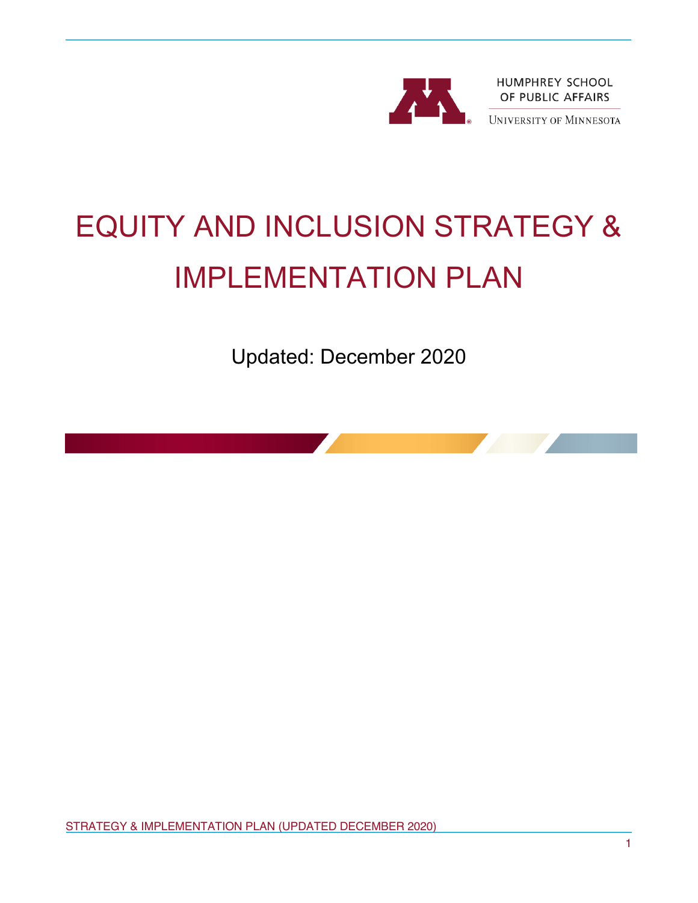HUMPHREY SCHOOL OF PUBLIC AFFAIRS

UNIVERSITY OF MINNESOTA

# EQUITY AND INCLUSION STRATEGY & IMPLEMENTATION PLAN

Updated: December 2020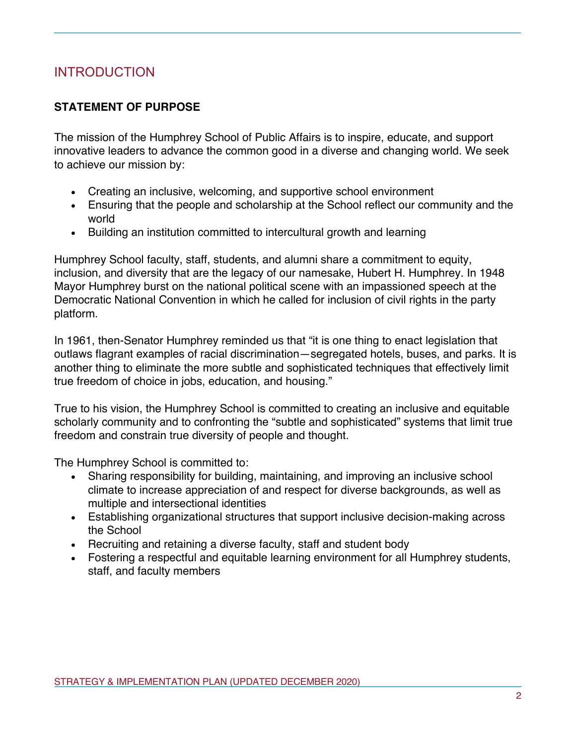# INTRODUCTION

## STATEMENT OF PURPOSE

The mission of the Humphrey School of Public Affairs is to inspire, educate, and support innovative leaders to advance the common good in a diverse and changing world. We seek to achieve our mission by:

- Creating an inclusive, welcoming, and supportive school environment
- Ensuring that the people and scholarship at the School reflect our community and the world
- Building an institution committed to intercultural growth and learning

Humphrey School faculty, staff, students, and alumni share a commitment to equity, inclusion, and diversity that are the legacy of our namesake, Hubert H. Humphrey. In 1948 Mayor Humphrey burst on the national political scene with an impassioned speech at the Democratic National Convention in which he called for inclusion of civil rights in the party platform.

In 1961, then-Senator Humphrey reminded us that "it is one thing to enact legislation that outlaws flagrant examples of racial discrimination—segregated hotels, buses, and parks. It is another thing to eliminate the more subtle and sophisticated techniques that effectively limit true freedom of choice in jobs, education, and housing."

True to his vision, the Humphrey School is committed to creating an inclusive and equitable scholarly community and to confronting the "subtle and sophisticated" systems that limit true freedom and constrain true diversity of people and thought.

The Humphrey School is committed to:

- Sharing responsibility for building, maintaining, and improving an inclusive school climate to increase appreciation of and respect for diverse backgrounds, as well as multiple and intersectional identities
- Establishing organizational structures that support inclusive decision-making across the School
- Recruiting and retaining a diverse faculty, staff and student body
- Fostering a respectful and equitable learning environment for all Humphrey students, staff, and faculty members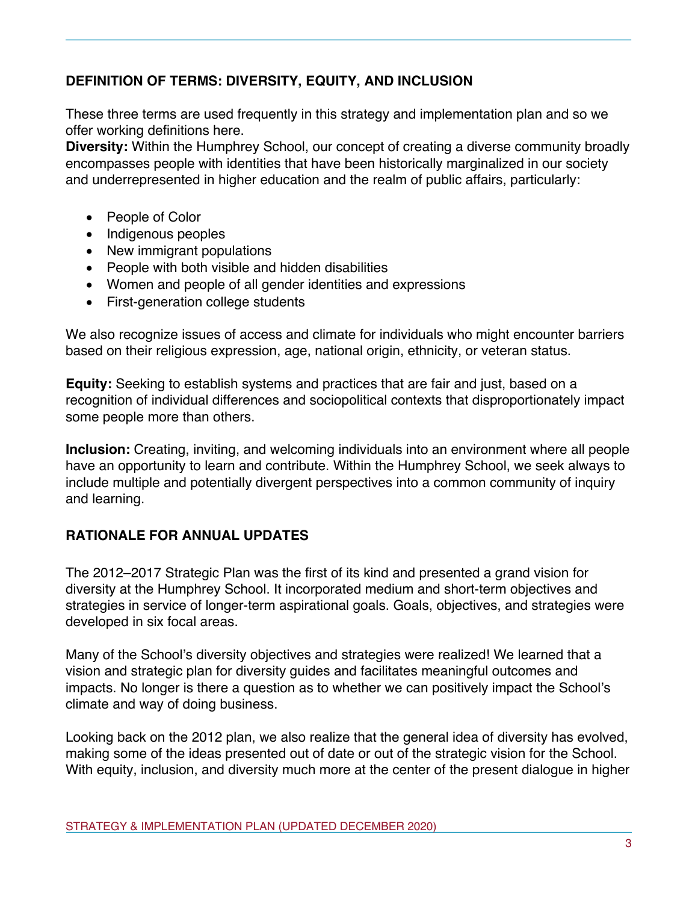## DEFINITION OF TERMS: DIVERSITY, EQUITY, AND INCLUSION

These three terms are used frequently in this strategy and implementation plan and so we offer working definitions here.

**Diversity:** Within the Humphrey School, our concept of creating a diverse community broadly encompasses people with identities that have been historically marginalized in our society and underrepresented in higher education and the realm of public affairs, particularly:

- People of Color
- Indigenous peoples
- New immigrant populations
- People with both visible and hidden disabilities
- Women and people of all gender identities and expressions
- First-generation college students

We also recognize issues of access and climate for individuals who might encounter barriers based on their religious expression, age, national origin, ethnicity, or veteran status.

**Equity:** Seeking to establish systems and practices that are fair and just, based on a recognition of individual differences and sociopolitical contexts that disproportionately impact some people more than others.

**Inclusion:** Creating, inviting, and welcoming individuals into an environment where all people have an opportunity to learn and contribute. Within the Humphrey School, we seek always to include multiple and potentially divergent perspectives into a common community of inquiry and learning.

## RATIONALE FOR ANNUAL UPDATES

The 2012–2017 Strategic Plan was the first of its kind and presented a grand vision for diversity at the Humphrey School. It incorporated medium and short-term objectives and strategies in service of longer-term aspirational goals. Goals, objectives, and strategies were developed in six focal areas.

Many of the School's diversity objectives and strategies were realized! We learned that a vision and strategic plan for diversity guides and facilitates meaningful outcomes and impacts. No longer is there a question as to whether we can positively impact the School's climate and way of doing business.

Looking back on the 2012 plan, we also realize that the general idea of diversity has evolved, making some of the ideas presented out of date or out of the strategic vision for the School. With equity, inclusion, and diversity much more at the center of the present dialogue in higher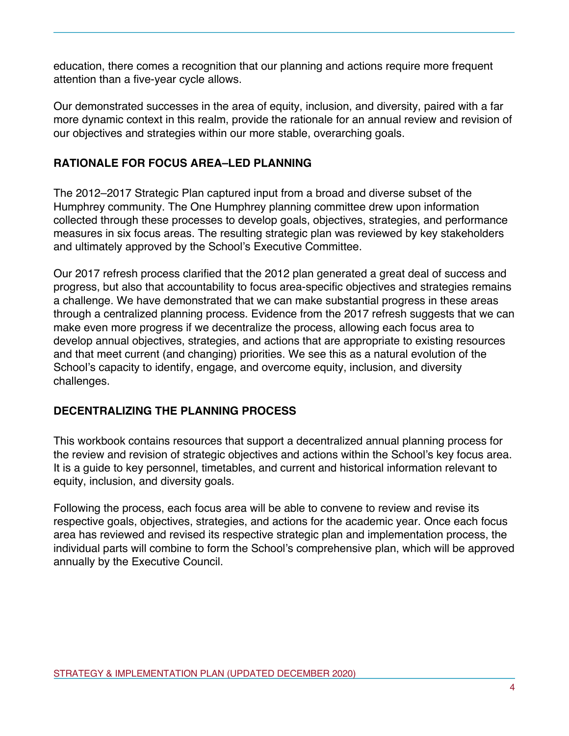education, there comes a recognition that our planning and actions require more frequent attention than a five-year cycle allows.

Our demonstrated successes in the area of equity, inclusion, and diversity, paired with a far more dynamic context in this realm, provide the rationale for an annual review and revision of our objectives and strategies within our more stable, overarching goals.

## RATIONALE FOR FOCUS AREA–LED PLANNING

The 2012–2017 Strategic Plan captured input from a broad and diverse subset of the Humphrey community. The One Humphrey planning committee drew upon information collected through these processes to develop goals, objectives, strategies, and performance measures in six focus areas. The resulting strategic plan was reviewed by key stakeholders and ultimately approved by the School's Executive Committee.

Our 2017 refresh process clarified that the 2012 plan generated a great deal of success and progress, but also that accountability to focus area-specific objectives and strategies remains a challenge. We have demonstrated that we can make substantial progress in these areas through a centralized planning process. Evidence from the 2017 refresh suggests that we can make even more progress if we decentralize the process, allowing each focus area to develop annual objectives, strategies, and actions that are appropriate to existing resources and that meet current (and changing) priorities. We see this as a natural evolution of the School's capacity to identify, engage, and overcome equity, inclusion, and diversity challenges.

## DECENTRALIZING THE PLANNING PROCESS

This workbook contains resources that support a decentralized annual planning process for the review and revision of strategic objectives and actions within the School's key focus area. It is a guide to key personnel, timetables, and current and historical information relevant to equity, inclusion, and diversity goals.

Following the process, each focus area will be able to convene to review and revise its respective goals, objectives, strategies, and actions for the academic year. Once each focus area has reviewed and revised its respective strategic plan and implementation process, the individual parts will combine to form the School's comprehensive plan, which will be approved annually by the Executive Council.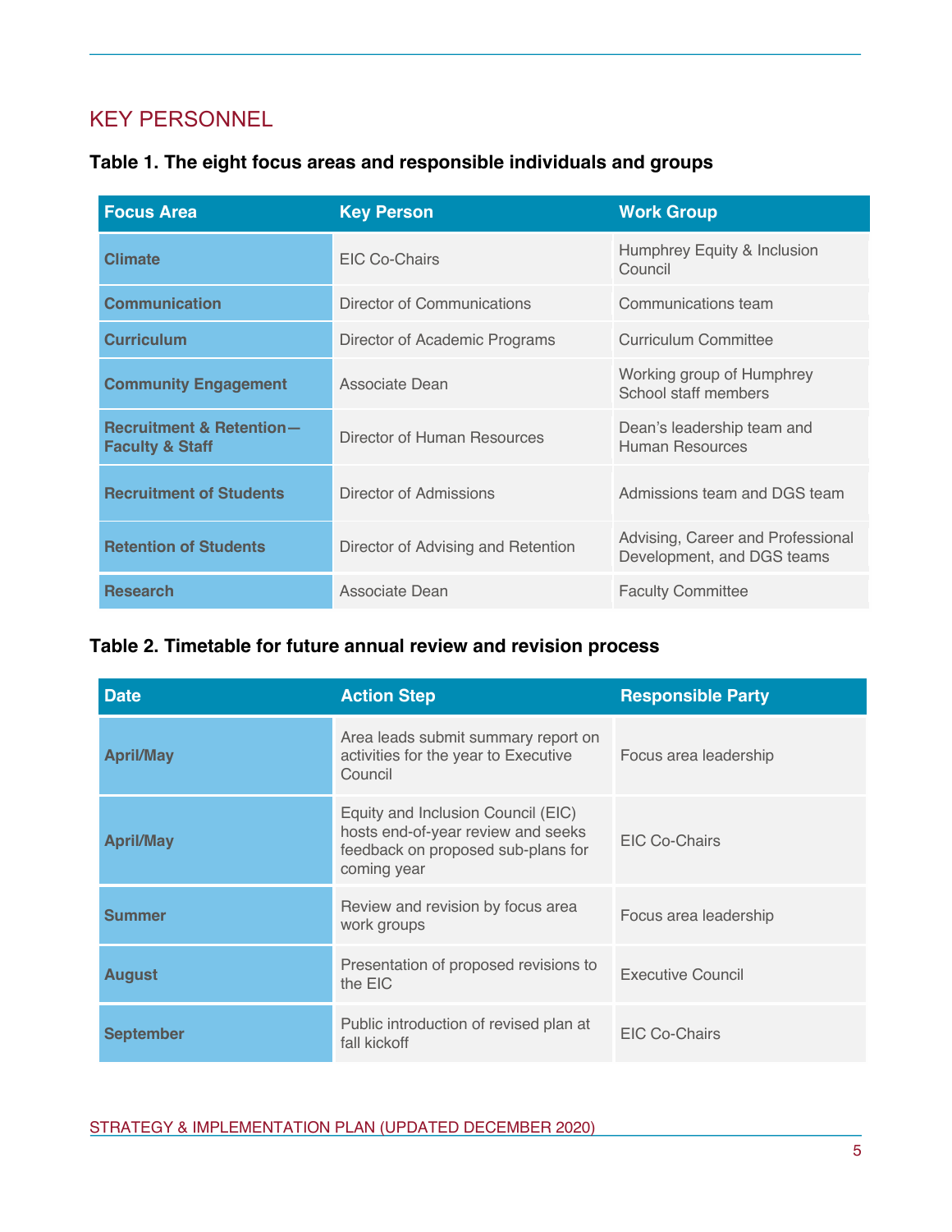## KEY PERSONNEL

### Table 1. The eight focus areas and responsible individuals and groups

| Focus Area | Key Person | Work Group |
|---|---|---|
| **Climate** | EIC Co-Chairs | Humphrey Equity & Inclusion Council |
| **Communication** | Director of Communications | Communications team |
| **Curriculum** | Director of Academic Programs | Curriculum Committee |
| **Community Engagement** | Associate Dean | Working group of Humphrey School staff members |
| **Recruitment & Retention—Faculty & Staff** | Director of Human Resources | Dean's leadership team and Human Resources |
| **Recruitment of Students** | Director of Admissions | Admissions team and DGS team |
| **Retention of Students** | Director of Advising and Retention | Advising, Career and Professional Development, and DGS teams |
| **Research** | Associate Dean | Faculty Committee |

### Table 2. Timetable for future annual review and revision process

| Date | Action Step | Responsible Party |
|---|---|---|
| **April/May** | Area leads submit summary report on activities for the year to Executive Council | Focus area leadership |
| **April/May** | Equity and Inclusion Council (EIC) hosts end-of-year review and seeks feedback on proposed sub-plans for coming year | EIC Co-Chairs |
| **Summer** | Review and revision by focus area work groups | Focus area leadership |
| **August** | Presentation of proposed revisions to the EIC | Executive Council |
| **September** | Public introduction of revised plan at fall kickoff | EIC Co-Chairs |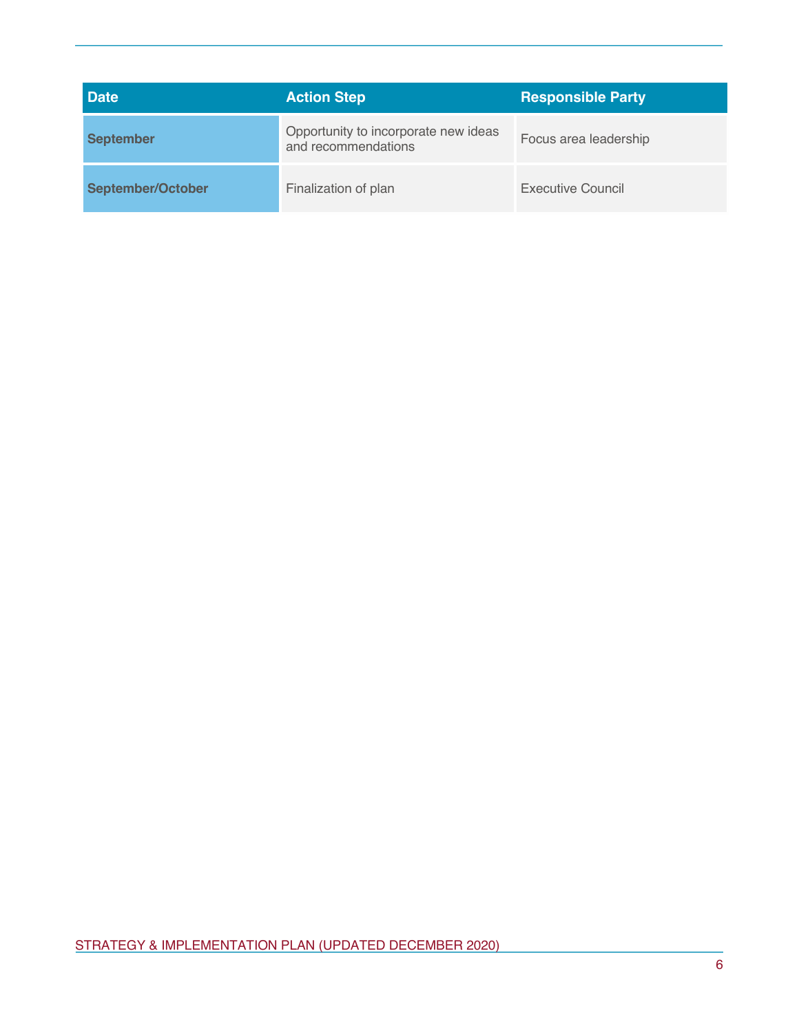| Date | Action Step | Responsible Party |
| --- | --- | --- |
| **September** | Opportunity to incorporate new ideas and recommendations | Focus area leadership |
| **September/October** | Finalization of plan | Executive Council |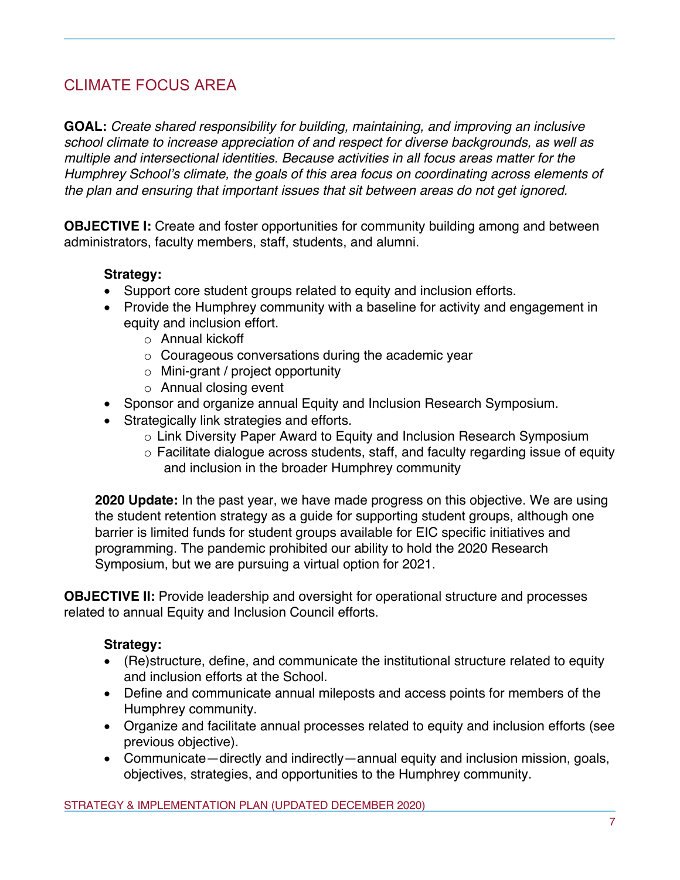## CLIMATE FOCUS AREA

**GOAL:** *Create shared responsibility for building, maintaining, and improving an inclusive school climate to increase appreciation of and respect for diverse backgrounds, as well as multiple and intersectional identities. Because activities in all focus areas matter for the Humphrey School's climate, the goals of this area focus on coordinating across elements of the plan and ensuring that important issues that sit between areas do not get ignored.*

**OBJECTIVE I:** Create and foster opportunities for community building among and between administrators, faculty members, staff, students, and alumni.

**Strategy:**

- Support core student groups related to equity and inclusion efforts.
- Provide the Humphrey community with a baseline for activity and engagement in equity and inclusion effort.
  - Annual kickoff
  - Courageous conversations during the academic year
  - Mini-grant / project opportunity
  - Annual closing event
- Sponsor and organize annual Equity and Inclusion Research Symposium.
- Strategically link strategies and efforts.
  - Link Diversity Paper Award to Equity and Inclusion Research Symposium
  - Facilitate dialogue across students, staff, and faculty regarding issue of equity and inclusion in the broader Humphrey community

**2020 Update:** In the past year, we have made progress on this objective. We are using the student retention strategy as a guide for supporting student groups, although one barrier is limited funds for student groups available for EIC specific initiatives and programming. The pandemic prohibited our ability to hold the 2020 Research Symposium, but we are pursuing a virtual option for 2021.

**OBJECTIVE II:** Provide leadership and oversight for operational structure and processes related to annual Equity and Inclusion Council efforts.

**Strategy:**

- (Re)structure, define, and communicate the institutional structure related to equity and inclusion efforts at the School.
- Define and communicate annual mileposts and access points for members of the Humphrey community.
- Organize and facilitate annual processes related to equity and inclusion efforts (see previous objective).
- Communicate—directly and indirectly—annual equity and inclusion mission, goals, objectives, strategies, and opportunities to the Humphrey community.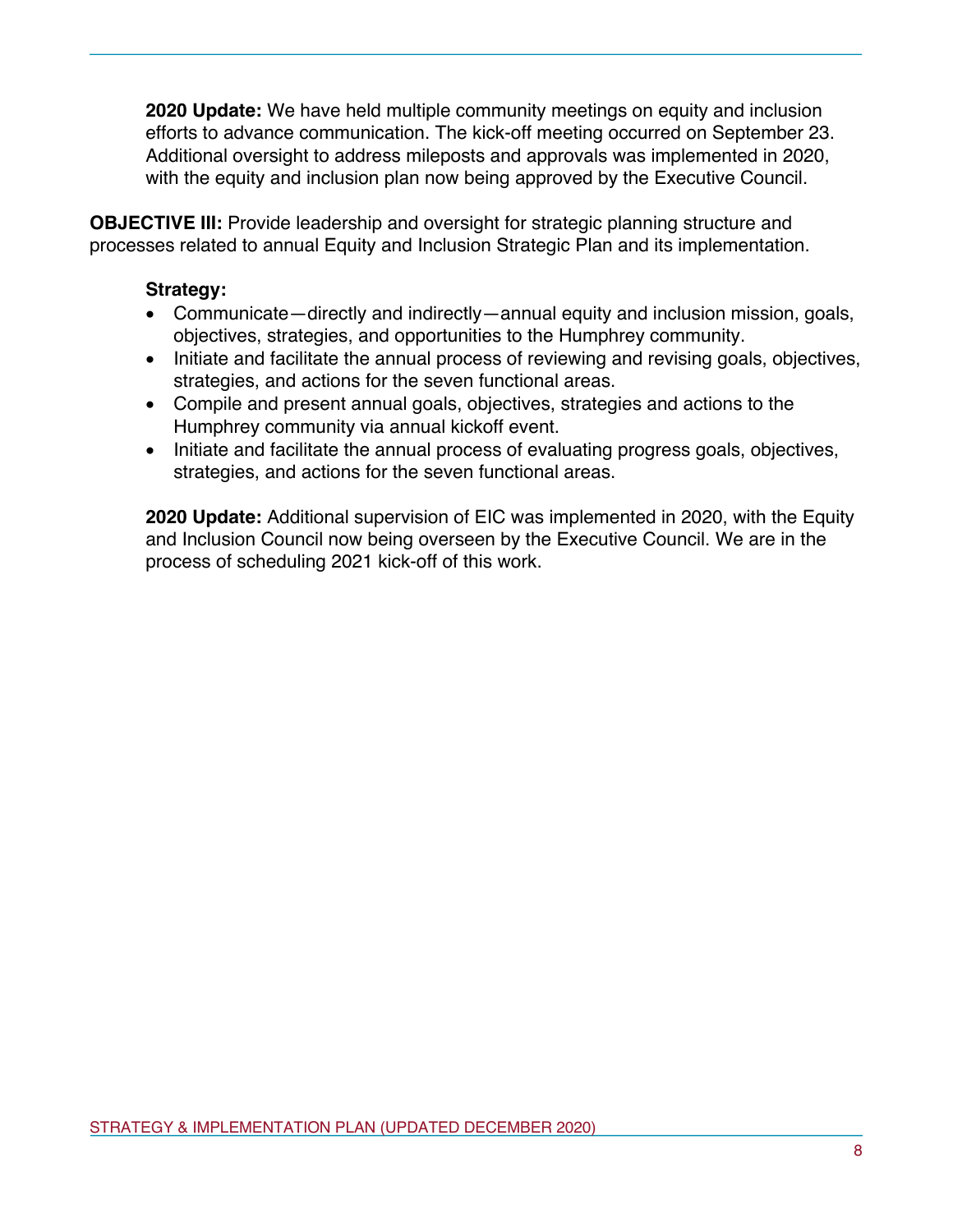**2020 Update:** We have held multiple community meetings on equity and inclusion efforts to advance communication. The kick-off meeting occurred on September 23. Additional oversight to address mileposts and approvals was implemented in 2020, with the equity and inclusion plan now being approved by the Executive Council.

**OBJECTIVE III:** Provide leadership and oversight for strategic planning structure and processes related to annual Equity and Inclusion Strategic Plan and its implementation.

**Strategy:**

- Communicate—directly and indirectly—annual equity and inclusion mission, goals, objectives, strategies, and opportunities to the Humphrey community.
- Initiate and facilitate the annual process of reviewing and revising goals, objectives, strategies, and actions for the seven functional areas.
- Compile and present annual goals, objectives, strategies and actions to the Humphrey community via annual kickoff event.
- Initiate and facilitate the annual process of evaluating progress goals, objectives, strategies, and actions for the seven functional areas.

**2020 Update:** Additional supervision of EIC was implemented in 2020, with the Equity and Inclusion Council now being overseen by the Executive Council. We are in the process of scheduling 2021 kick-off of this work.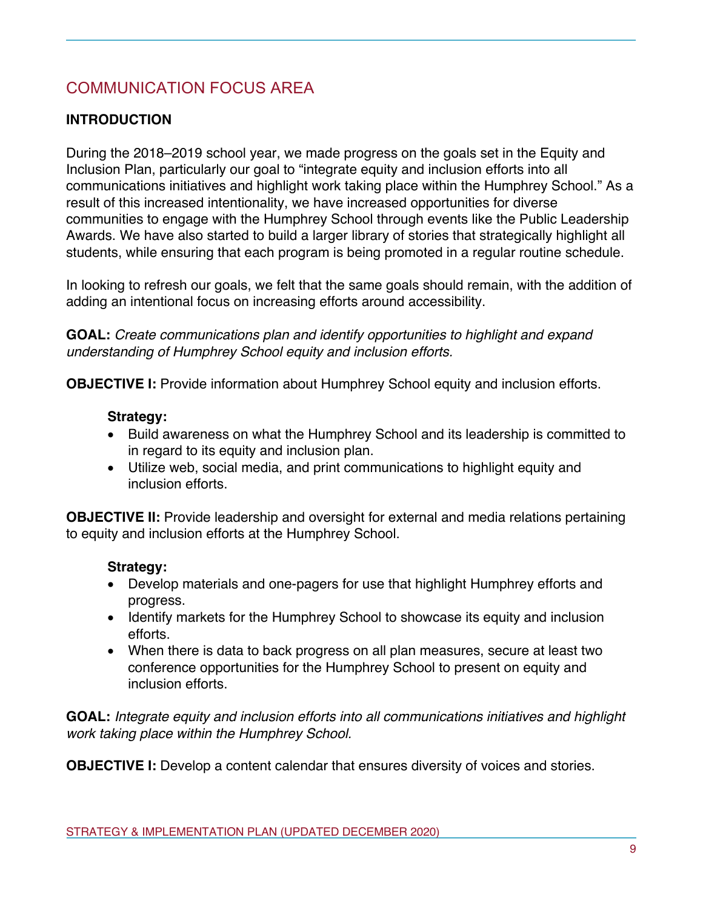## COMMUNICATION FOCUS AREA

### INTRODUCTION

During the 2018–2019 school year, we made progress on the goals set in the Equity and Inclusion Plan, particularly our goal to "integrate equity and inclusion efforts into all communications initiatives and highlight work taking place within the Humphrey School." As a result of this increased intentionality, we have increased opportunities for diverse communities to engage with the Humphrey School through events like the Public Leadership Awards. We have also started to build a larger library of stories that strategically highlight all students, while ensuring that each program is being promoted in a regular routine schedule.

In looking to refresh our goals, we felt that the same goals should remain, with the addition of adding an intentional focus on increasing efforts around accessibility.

**GOAL:** *Create communications plan and identify opportunities to highlight and expand understanding of Humphrey School equity and inclusion efforts.*

**OBJECTIVE I:** Provide information about Humphrey School equity and inclusion efforts.

**Strategy:**

- Build awareness on what the Humphrey School and its leadership is committed to in regard to its equity and inclusion plan.
- Utilize web, social media, and print communications to highlight equity and inclusion efforts.

**OBJECTIVE II:** Provide leadership and oversight for external and media relations pertaining to equity and inclusion efforts at the Humphrey School.

**Strategy:**

- Develop materials and one-pagers for use that highlight Humphrey efforts and progress.
- Identify markets for the Humphrey School to showcase its equity and inclusion efforts.
- When there is data to back progress on all plan measures, secure at least two conference opportunities for the Humphrey School to present on equity and inclusion efforts.

**GOAL:** *Integrate equity and inclusion efforts into all communications initiatives and highlight work taking place within the Humphrey School.*

**OBJECTIVE I:** Develop a content calendar that ensures diversity of voices and stories.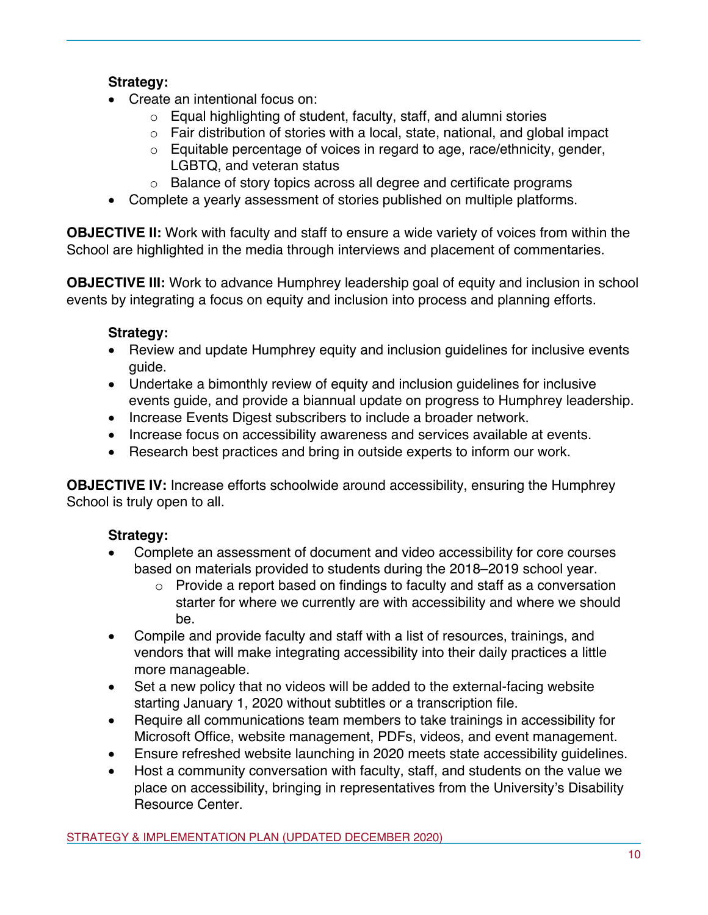**Strategy:**

- Create an intentional focus on:
  - Equal highlighting of student, faculty, staff, and alumni stories
  - Fair distribution of stories with a local, state, national, and global impact
  - Equitable percentage of voices in regard to age, race/ethnicity, gender, LGBTQ, and veteran status
  - Balance of story topics across all degree and certificate programs
- Complete a yearly assessment of stories published on multiple platforms.

**OBJECTIVE II:** Work with faculty and staff to ensure a wide variety of voices from within the School are highlighted in the media through interviews and placement of commentaries.

**OBJECTIVE III:** Work to advance Humphrey leadership goal of equity and inclusion in school events by integrating a focus on equity and inclusion into process and planning efforts.

**Strategy:**

- Review and update Humphrey equity and inclusion guidelines for inclusive events guide.
- Undertake a bimonthly review of equity and inclusion guidelines for inclusive events guide, and provide a biannual update on progress to Humphrey leadership.
- Increase Events Digest subscribers to include a broader network.
- Increase focus on accessibility awareness and services available at events.
- Research best practices and bring in outside experts to inform our work.

**OBJECTIVE IV:** Increase efforts schoolwide around accessibility, ensuring the Humphrey School is truly open to all.

**Strategy:**

- Complete an assessment of document and video accessibility for core courses based on materials provided to students during the 2018–2019 school year.
  - Provide a report based on findings to faculty and staff as a conversation starter for where we currently are with accessibility and where we should be.
- Compile and provide faculty and staff with a list of resources, trainings, and vendors that will make integrating accessibility into their daily practices a little more manageable.
- Set a new policy that no videos will be added to the external-facing website starting January 1, 2020 without subtitles or a transcription file.
- Require all communications team members to take trainings in accessibility for Microsoft Office, website management, PDFs, videos, and event management.
- Ensure refreshed website launching in 2020 meets state accessibility guidelines.
- Host a community conversation with faculty, staff, and students on the value we place on accessibility, bringing in representatives from the University's Disability Resource Center.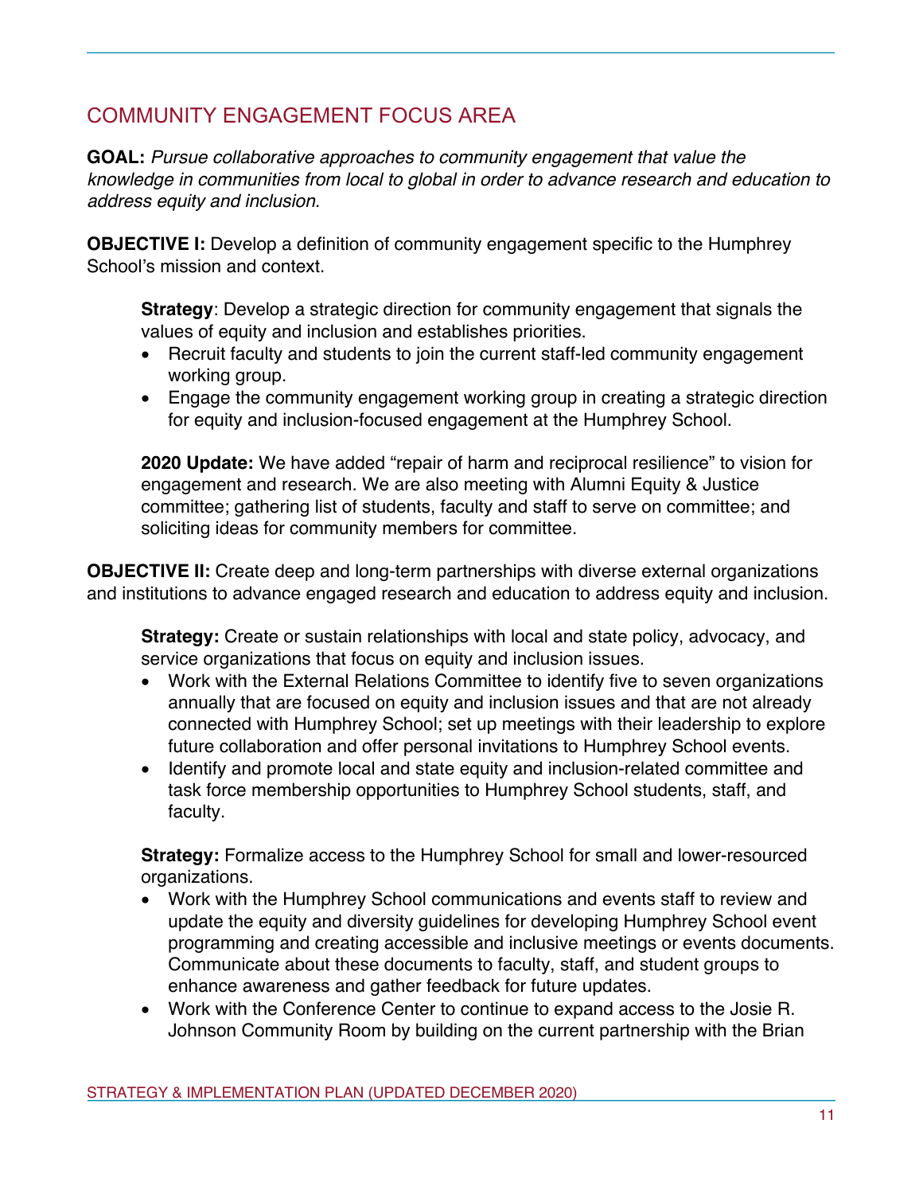## COMMUNITY ENGAGEMENT FOCUS AREA

**GOAL:** *Pursue collaborative approaches to community engagement that value the knowledge in communities from local to global in order to advance research and education to address equity and inclusion.*

**OBJECTIVE I:** Develop a definition of community engagement specific to the Humphrey School's mission and context.

> **Strategy**: Develop a strategic direction for community engagement that signals the values of equity and inclusion and establishes priorities.
>
> - Recruit faculty and students to join the current staff-led community engagement working group.
> - Engage the community engagement working group in creating a strategic direction for equity and inclusion-focused engagement at the Humphrey School.
>
> **2020 Update:** We have added "repair of harm and reciprocal resilience" to vision for engagement and research. We are also meeting with Alumni Equity & Justice committee; gathering list of students, faculty and staff to serve on committee; and soliciting ideas for community members for committee.

**OBJECTIVE II:** Create deep and long-term partnerships with diverse external organizations and institutions to advance engaged research and education to address equity and inclusion.

> **Strategy:** Create or sustain relationships with local and state policy, advocacy, and service organizations that focus on equity and inclusion issues.
>
> - Work with the External Relations Committee to identify five to seven organizations annually that are focused on equity and inclusion issues and that are not already connected with Humphrey School; set up meetings with their leadership to explore future collaboration and offer personal invitations to Humphrey School events.
> - Identify and promote local and state equity and inclusion-related committee and task force membership opportunities to Humphrey School students, staff, and faculty.
>
> **Strategy:** Formalize access to the Humphrey School for small and lower-resourced organizations.
>
> - Work with the Humphrey School communications and events staff to review and update the equity and diversity guidelines for developing Humphrey School event programming and creating accessible and inclusive meetings or events documents. Communicate about these documents to faculty, staff, and student groups to enhance awareness and gather feedback for future updates.
> - Work with the Conference Center to continue to expand access to the Josie R. Johnson Community Room by building on the current partnership with the Brian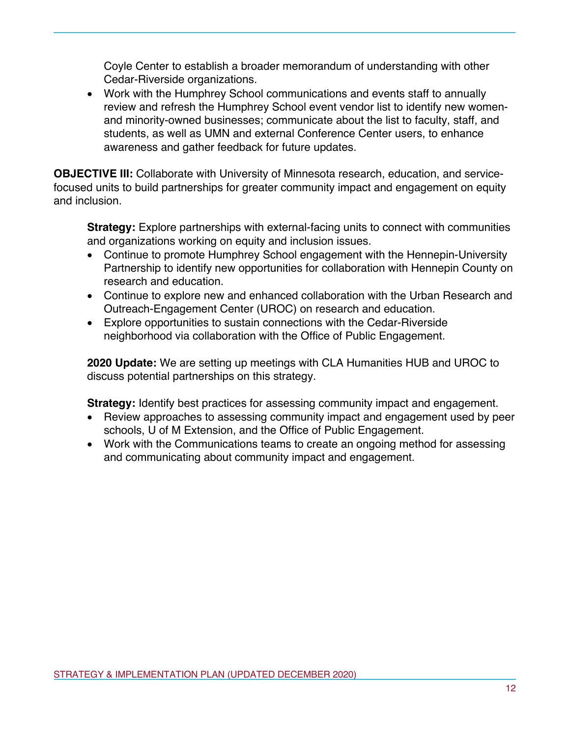Coyle Center to establish a broader memorandum of understanding with other Cedar-Riverside organizations.

- Work with the Humphrey School communications and events staff to annually review and refresh the Humphrey School event vendor list to identify new women- and minority-owned businesses; communicate about the list to faculty, staff, and students, as well as UMN and external Conference Center users, to enhance awareness and gather feedback for future updates.

**OBJECTIVE III:** Collaborate with University of Minnesota research, education, and service-focused units to build partnerships for greater community impact and engagement on equity and inclusion.

**Strategy:** Explore partnerships with external-facing units to connect with communities and organizations working on equity and inclusion issues.

- Continue to promote Humphrey School engagement with the Hennepin-University Partnership to identify new opportunities for collaboration with Hennepin County on research and education.
- Continue to explore new and enhanced collaboration with the Urban Research and Outreach-Engagement Center (UROC) on research and education.
- Explore opportunities to sustain connections with the Cedar-Riverside neighborhood via collaboration with the Office of Public Engagement.

**2020 Update:** We are setting up meetings with CLA Humanities HUB and UROC to discuss potential partnerships on this strategy.

**Strategy:** Identify best practices for assessing community impact and engagement.

- Review approaches to assessing community impact and engagement used by peer schools, U of M Extension, and the Office of Public Engagement.
- Work with the Communications teams to create an ongoing method for assessing and communicating about community impact and engagement.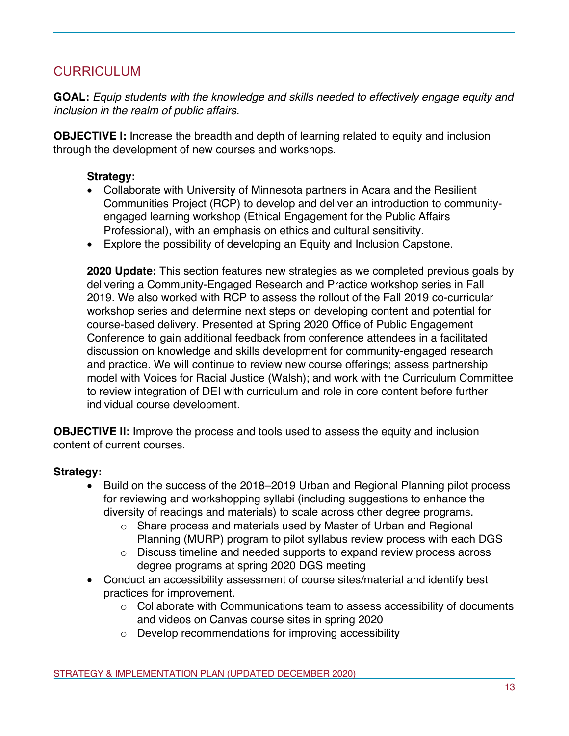## CURRICULUM

**GOAL:** *Equip students with the knowledge and skills needed to effectively engage equity and inclusion in the realm of public affairs.*

**OBJECTIVE I:** Increase the breadth and depth of learning related to equity and inclusion through the development of new courses and workshops.

**Strategy:**

- Collaborate with University of Minnesota partners in Acara and the Resilient Communities Project (RCP) to develop and deliver an introduction to community-engaged learning workshop (Ethical Engagement for the Public Affairs Professional), with an emphasis on ethics and cultural sensitivity.
- Explore the possibility of developing an Equity and Inclusion Capstone.

**2020 Update:** This section features new strategies as we completed previous goals by delivering a Community-Engaged Research and Practice workshop series in Fall 2019. We also worked with RCP to assess the rollout of the Fall 2019 co-curricular workshop series and determine next steps on developing content and potential for course-based delivery. Presented at Spring 2020 Office of Public Engagement Conference to gain additional feedback from conference attendees in a facilitated discussion on knowledge and skills development for community-engaged research and practice. We will continue to review new course offerings; assess partnership model with Voices for Racial Justice (Walsh); and work with the Curriculum Committee to review integration of DEI with curriculum and role in core content before further individual course development.

**OBJECTIVE II:** Improve the process and tools used to assess the equity and inclusion content of current courses.

**Strategy:**

- Build on the success of the 2018–2019 Urban and Regional Planning pilot process for reviewing and workshopping syllabi (including suggestions to enhance the diversity of readings and materials) to scale across other degree programs.
  - Share process and materials used by Master of Urban and Regional Planning (MURP) program to pilot syllabus review process with each DGS
  - Discuss timeline and needed supports to expand review process across degree programs at spring 2020 DGS meeting
- Conduct an accessibility assessment of course sites/material and identify best practices for improvement.
  - Collaborate with Communications team to assess accessibility of documents and videos on Canvas course sites in spring 2020
  - Develop recommendations for improving accessibility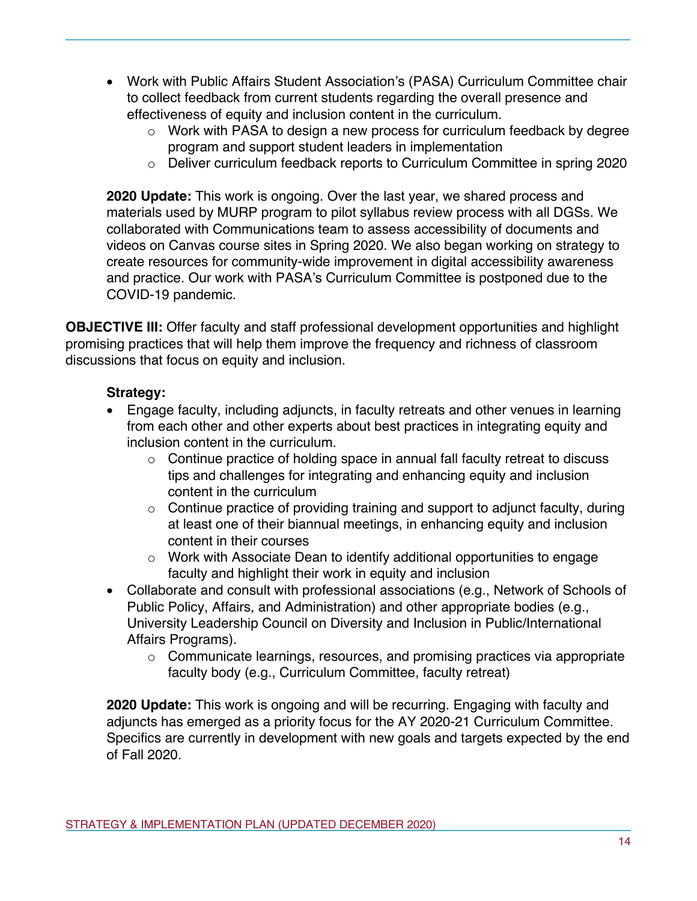- Work with Public Affairs Student Association's (PASA) Curriculum Committee chair to collect feedback from current students regarding the overall presence and effectiveness of equity and inclusion content in the curriculum.
    - Work with PASA to design a new process for curriculum feedback by degree program and support student leaders in implementation
    - Deliver curriculum feedback reports to Curriculum Committee in spring 2020

**2020 Update:** This work is ongoing. Over the last year, we shared process and materials used by MURP program to pilot syllabus review process with all DGSs. We collaborated with Communications team to assess accessibility of documents and videos on Canvas course sites in Spring 2020. We also began working on strategy to create resources for community-wide improvement in digital accessibility awareness and practice. Our work with PASA's Curriculum Committee is postponed due to the COVID-19 pandemic.

**OBJECTIVE III:** Offer faculty and staff professional development opportunities and highlight promising practices that will help them improve the frequency and richness of classroom discussions that focus on equity and inclusion.

**Strategy:**

- Engage faculty, including adjuncts, in faculty retreats and other venues in learning from each other and other experts about best practices in integrating equity and inclusion content in the curriculum.
    - Continue practice of holding space in annual fall faculty retreat to discuss tips and challenges for integrating and enhancing equity and inclusion content in the curriculum
    - Continue practice of providing training and support to adjunct faculty, during at least one of their biannual meetings, in enhancing equity and inclusion content in their courses
    - Work with Associate Dean to identify additional opportunities to engage faculty and highlight their work in equity and inclusion
- Collaborate and consult with professional associations (e.g., Network of Schools of Public Policy, Affairs, and Administration) and other appropriate bodies (e.g., University Leadership Council on Diversity and Inclusion in Public/International Affairs Programs).
    - Communicate learnings, resources, and promising practices via appropriate faculty body (e.g., Curriculum Committee, faculty retreat)

**2020 Update:** This work is ongoing and will be recurring. Engaging with faculty and adjuncts has emerged as a priority focus for the AY 2020-21 Curriculum Committee. Specifics are currently in development with new goals and targets expected by the end of Fall 2020.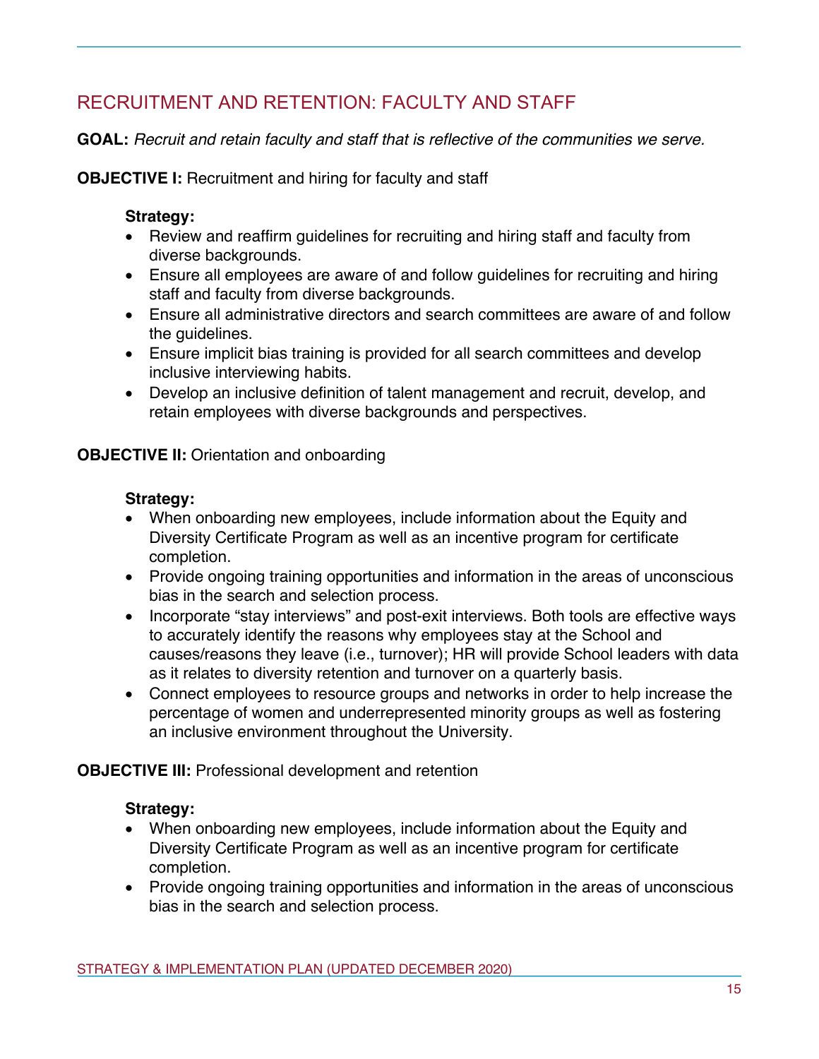## RECRUITMENT AND RETENTION: FACULTY AND STAFF

**GOAL:** *Recruit and retain faculty and staff that is reflective of the communities we serve.*

**OBJECTIVE I:** Recruitment and hiring for faculty and staff

**Strategy:**

- Review and reaffirm guidelines for recruiting and hiring staff and faculty from diverse backgrounds.
- Ensure all employees are aware of and follow guidelines for recruiting and hiring staff and faculty from diverse backgrounds.
- Ensure all administrative directors and search committees are aware of and follow the guidelines.
- Ensure implicit bias training is provided for all search committees and develop inclusive interviewing habits.
- Develop an inclusive definition of talent management and recruit, develop, and retain employees with diverse backgrounds and perspectives.

**OBJECTIVE II:** Orientation and onboarding

**Strategy:**

- When onboarding new employees, include information about the Equity and Diversity Certificate Program as well as an incentive program for certificate completion.
- Provide ongoing training opportunities and information in the areas of unconscious bias in the search and selection process.
- Incorporate "stay interviews" and post-exit interviews. Both tools are effective ways to accurately identify the reasons why employees stay at the School and causes/reasons they leave (i.e., turnover); HR will provide School leaders with data as it relates to diversity retention and turnover on a quarterly basis.
- Connect employees to resource groups and networks in order to help increase the percentage of women and underrepresented minority groups as well as fostering an inclusive environment throughout the University.

**OBJECTIVE III:** Professional development and retention

**Strategy:**

- When onboarding new employees, include information about the Equity and Diversity Certificate Program as well as an incentive program for certificate completion.
- Provide ongoing training opportunities and information in the areas of unconscious bias in the search and selection process.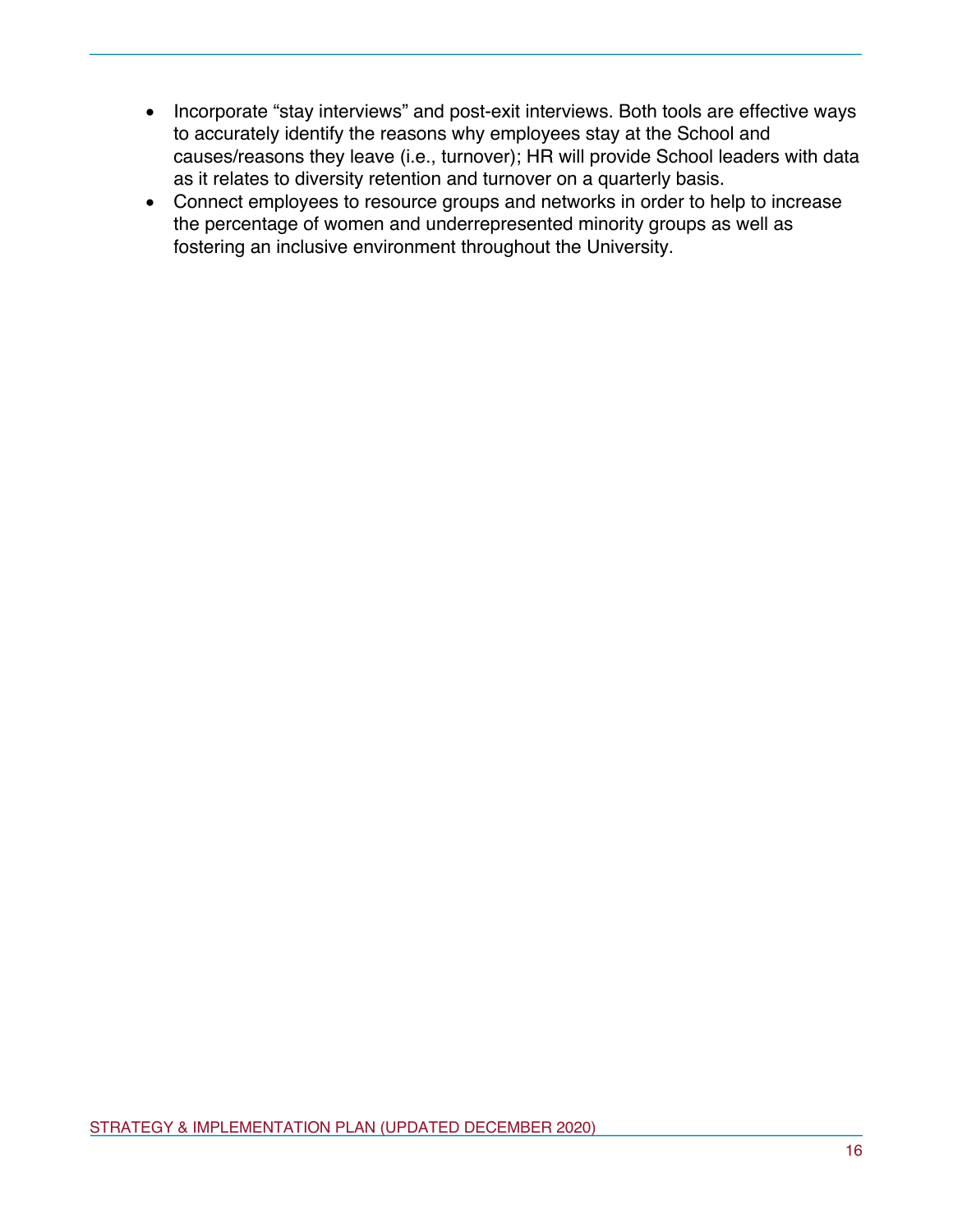- Incorporate “stay interviews” and post-exit interviews. Both tools are effective ways to accurately identify the reasons why employees stay at the School and causes/reasons they leave (i.e., turnover); HR will provide School leaders with data as it relates to diversity retention and turnover on a quarterly basis.
- Connect employees to resource groups and networks in order to help to increase the percentage of women and underrepresented minority groups as well as fostering an inclusive environment throughout the University.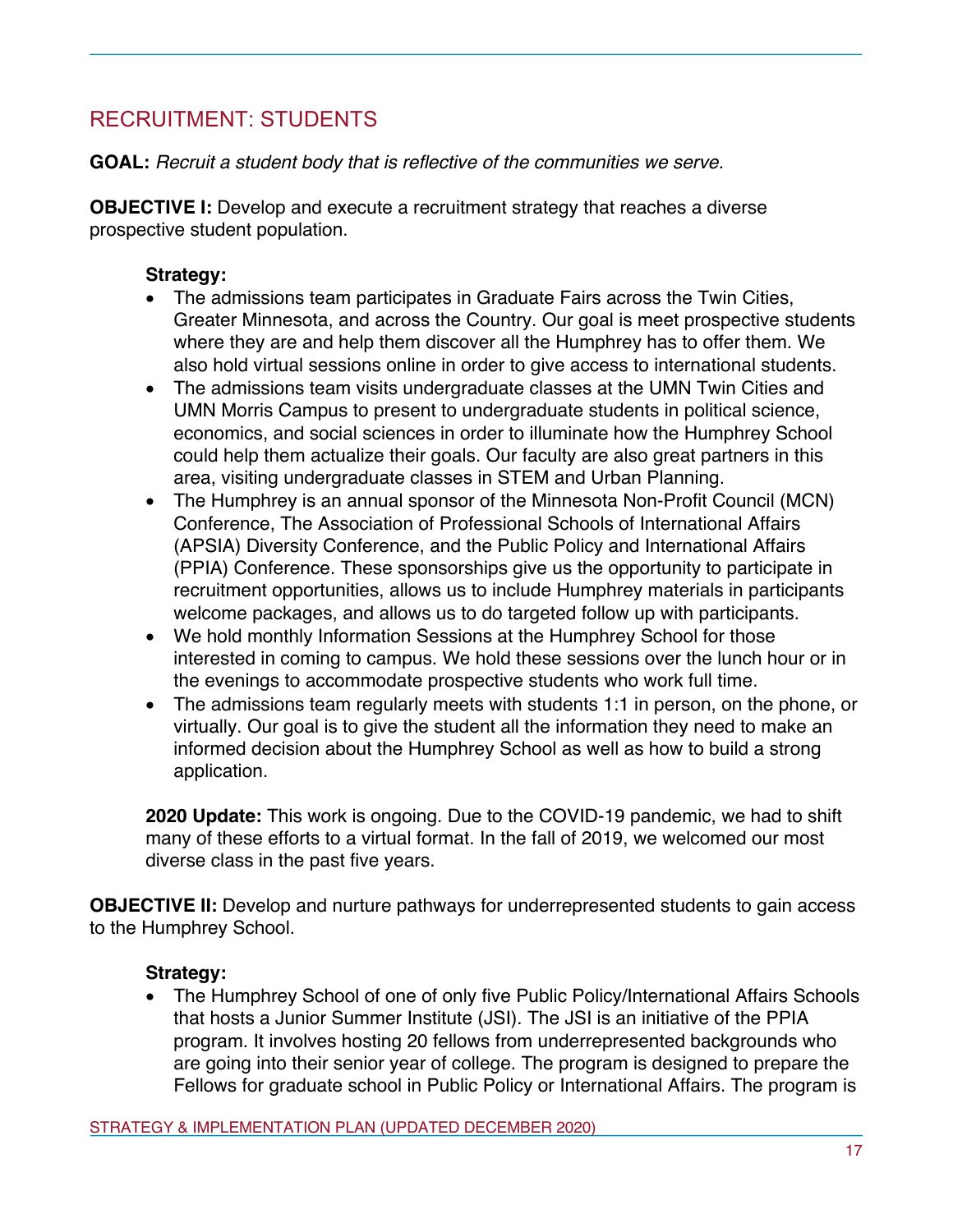## RECRUITMENT: STUDENTS

**GOAL:** *Recruit a student body that is reflective of the communities we serve.*

**OBJECTIVE I:** Develop and execute a recruitment strategy that reaches a diverse prospective student population.

**Strategy:**

- The admissions team participates in Graduate Fairs across the Twin Cities, Greater Minnesota, and across the Country. Our goal is meet prospective students where they are and help them discover all the Humphrey has to offer them. We also hold virtual sessions online in order to give access to international students.
- The admissions team visits undergraduate classes at the UMN Twin Cities and UMN Morris Campus to present to undergraduate students in political science, economics, and social sciences in order to illuminate how the Humphrey School could help them actualize their goals. Our faculty are also great partners in this area, visiting undergraduate classes in STEM and Urban Planning.
- The Humphrey is an annual sponsor of the Minnesota Non-Profit Council (MCN) Conference, The Association of Professional Schools of International Affairs (APSIA) Diversity Conference, and the Public Policy and International Affairs (PPIA) Conference. These sponsorships give us the opportunity to participate in recruitment opportunities, allows us to include Humphrey materials in participants welcome packages, and allows us to do targeted follow up with participants.
- We hold monthly Information Sessions at the Humphrey School for those interested in coming to campus. We hold these sessions over the lunch hour or in the evenings to accommodate prospective students who work full time.
- The admissions team regularly meets with students 1:1 in person, on the phone, or virtually. Our goal is to give the student all the information they need to make an informed decision about the Humphrey School as well as how to build a strong application.

**2020 Update:** This work is ongoing. Due to the COVID-19 pandemic, we had to shift many of these efforts to a virtual format. In the fall of 2019, we welcomed our most diverse class in the past five years.

**OBJECTIVE II:** Develop and nurture pathways for underrepresented students to gain access to the Humphrey School.

**Strategy:**

- The Humphrey School of one of only five Public Policy/International Affairs Schools that hosts a Junior Summer Institute (JSI). The JSI is an initiative of the PPIA program. It involves hosting 20 fellows from underrepresented backgrounds who are going into their senior year of college. The program is designed to prepare the Fellows for graduate school in Public Policy or International Affairs. The program is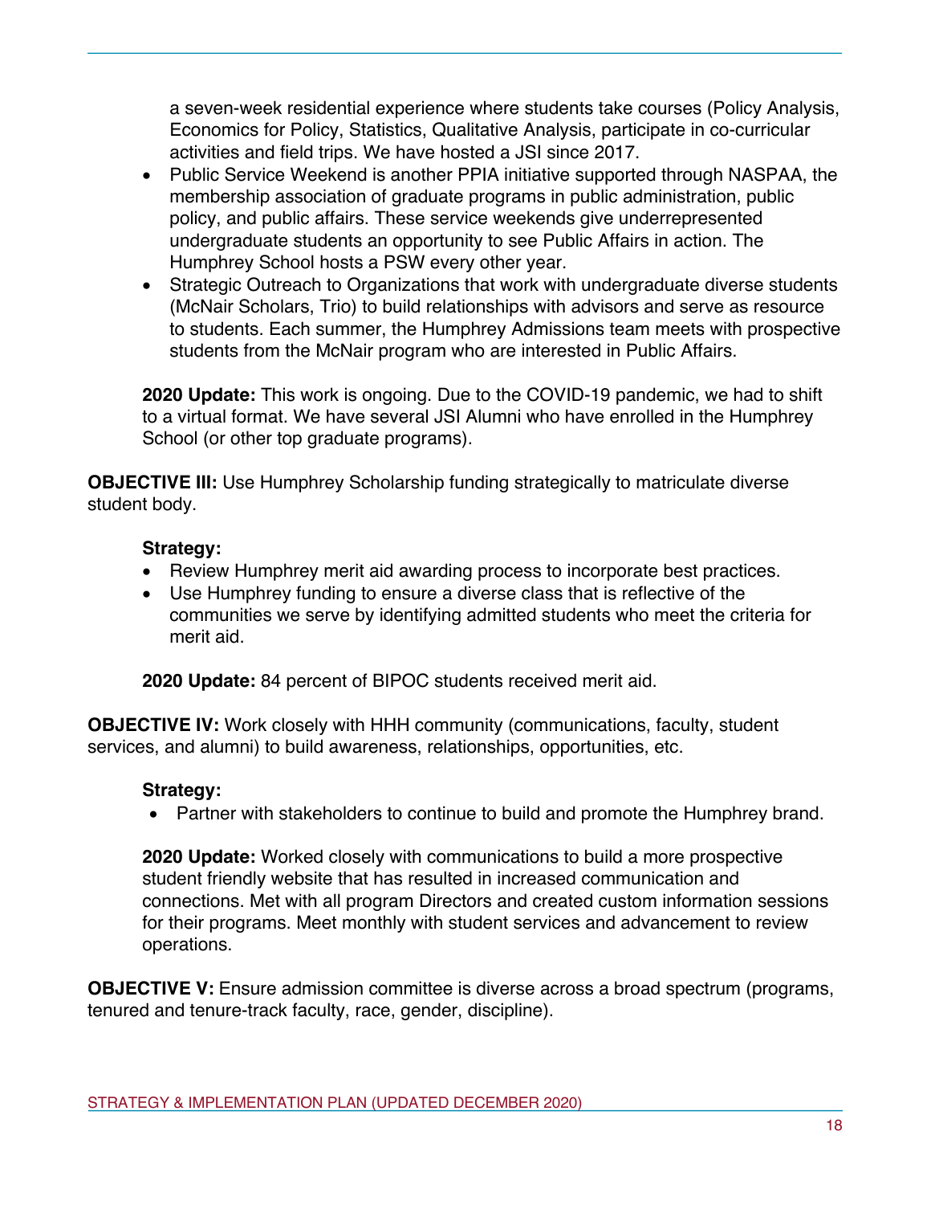a seven-week residential experience where students take courses (Policy Analysis, Economics for Policy, Statistics, Qualitative Analysis, participate in co-curricular activities and field trips. We have hosted a JSI since 2017.

- Public Service Weekend is another PPIA initiative supported through NASPAA, the membership association of graduate programs in public administration, public policy, and public affairs. These service weekends give underrepresented undergraduate students an opportunity to see Public Affairs in action. The Humphrey School hosts a PSW every other year.
- Strategic Outreach to Organizations that work with undergraduate diverse students (McNair Scholars, Trio) to build relationships with advisors and serve as resource to students. Each summer, the Humphrey Admissions team meets with prospective students from the McNair program who are interested in Public Affairs.

**2020 Update:** This work is ongoing. Due to the COVID-19 pandemic, we had to shift to a virtual format. We have several JSI Alumni who have enrolled in the Humphrey School (or other top graduate programs).

**OBJECTIVE III:** Use Humphrey Scholarship funding strategically to matriculate diverse student body.

**Strategy:**

- Review Humphrey merit aid awarding process to incorporate best practices.
- Use Humphrey funding to ensure a diverse class that is reflective of the communities we serve by identifying admitted students who meet the criteria for merit aid.

**2020 Update:** 84 percent of BIPOC students received merit aid.

**OBJECTIVE IV:** Work closely with HHH community (communications, faculty, student services, and alumni) to build awareness, relationships, opportunities, etc.

**Strategy:**

- Partner with stakeholders to continue to build and promote the Humphrey brand.

**2020 Update:** Worked closely with communications to build a more prospective student friendly website that has resulted in increased communication and connections. Met with all program Directors and created custom information sessions for their programs. Meet monthly with student services and advancement to review operations.

**OBJECTIVE V:** Ensure admission committee is diverse across a broad spectrum (programs, tenured and tenure-track faculty, race, gender, discipline).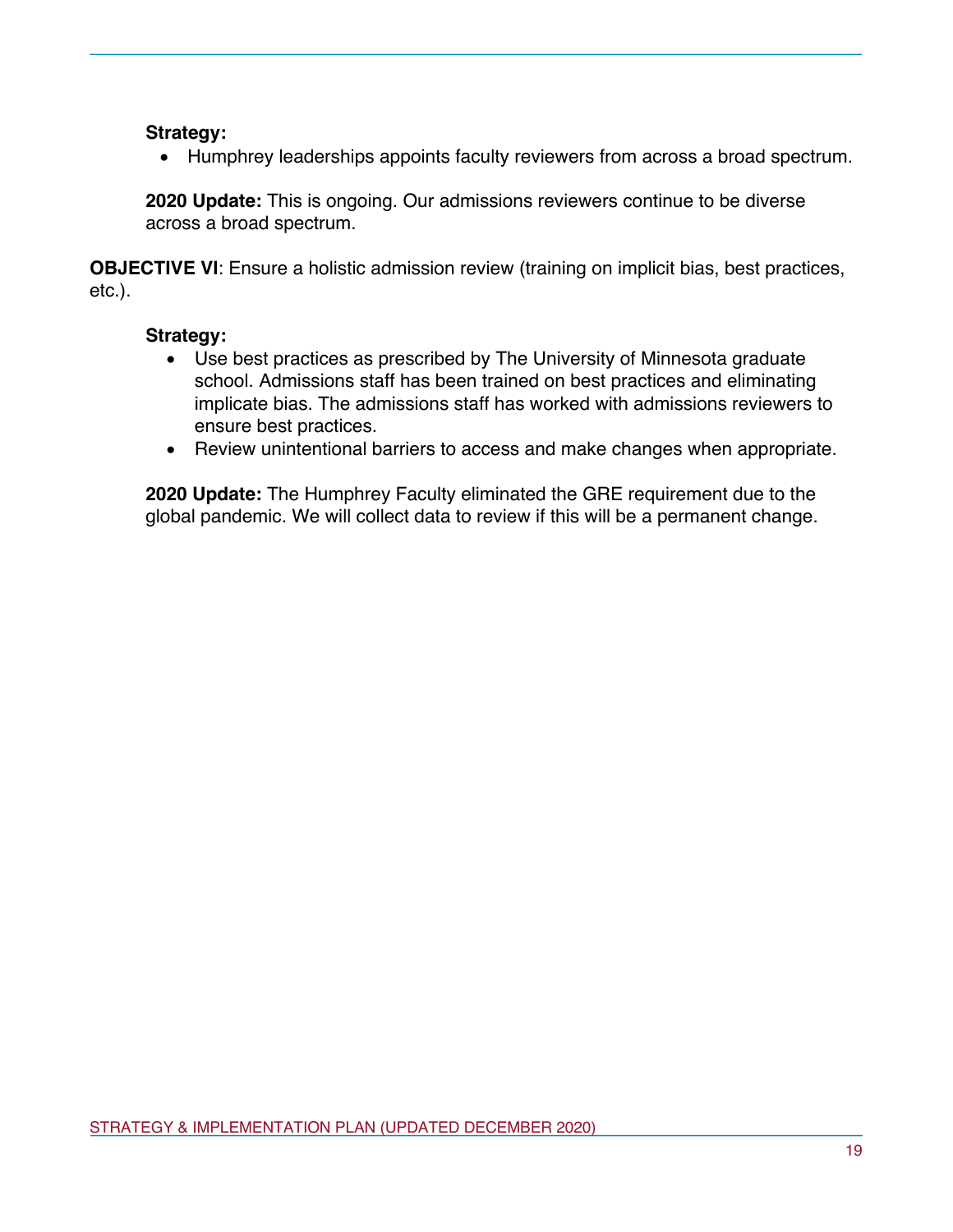**Strategy:**

- Humphrey leaderships appoints faculty reviewers from across a broad spectrum.

**2020 Update:** This is ongoing. Our admissions reviewers continue to be diverse across a broad spectrum.

**OBJECTIVE VI**: Ensure a holistic admission review (training on implicit bias, best practices, etc.).

**Strategy:**

- Use best practices as prescribed by The University of Minnesota graduate school. Admissions staff has been trained on best practices and eliminating implicate bias. The admissions staff has worked with admissions reviewers to ensure best practices.
- Review unintentional barriers to access and make changes when appropriate.

**2020 Update:** The Humphrey Faculty eliminated the GRE requirement due to the global pandemic. We will collect data to review if this will be a permanent change.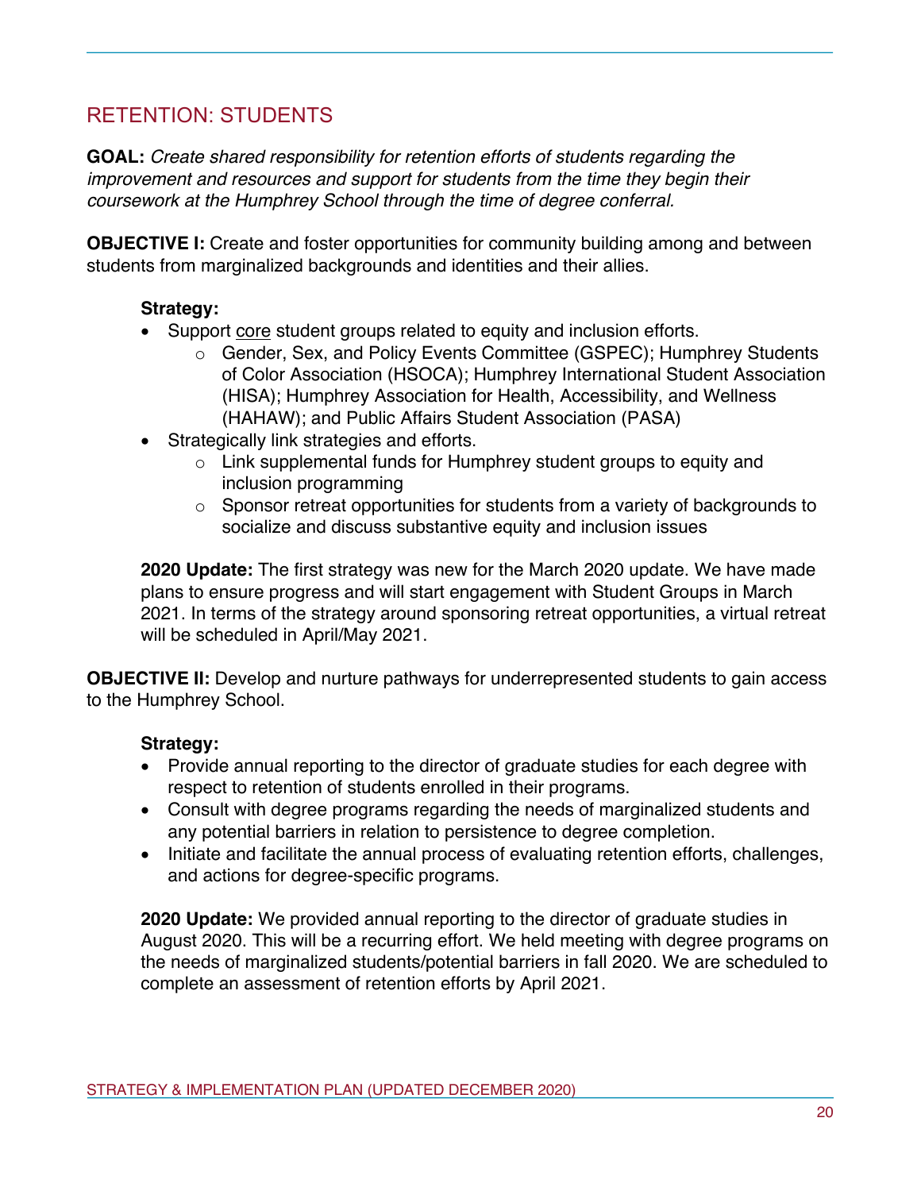## RETENTION: STUDENTS

**GOAL:** *Create shared responsibility for retention efforts of students regarding the improvement and resources and support for students from the time they begin their coursework at the Humphrey School through the time of degree conferral.*

**OBJECTIVE I:** Create and foster opportunities for community building among and between students from marginalized backgrounds and identities and their allies.

**Strategy:**

- Support <u>core</u> student groups related to equity and inclusion efforts.
  - Gender, Sex, and Policy Events Committee (GSPEC); Humphrey Students of Color Association (HSOCA); Humphrey International Student Association (HISA); Humphrey Association for Health, Accessibility, and Wellness (HAHAW); and Public Affairs Student Association (PASA)
- Strategically link strategies and efforts.
  - Link supplemental funds for Humphrey student groups to equity and inclusion programming
  - Sponsor retreat opportunities for students from a variety of backgrounds to socialize and discuss substantive equity and inclusion issues

**2020 Update:** The first strategy was new for the March 2020 update. We have made plans to ensure progress and will start engagement with Student Groups in March 2021. In terms of the strategy around sponsoring retreat opportunities, a virtual retreat will be scheduled in April/May 2021.

**OBJECTIVE II:** Develop and nurture pathways for underrepresented students to gain access to the Humphrey School.

**Strategy:**

- Provide annual reporting to the director of graduate studies for each degree with respect to retention of students enrolled in their programs.
- Consult with degree programs regarding the needs of marginalized students and any potential barriers in relation to persistence to degree completion.
- Initiate and facilitate the annual process of evaluating retention efforts, challenges, and actions for degree-specific programs.

**2020 Update:** We provided annual reporting to the director of graduate studies in August 2020. This will be a recurring effort. We held meeting with degree programs on the needs of marginalized students/potential barriers in fall 2020. We are scheduled to complete an assessment of retention efforts by April 2021.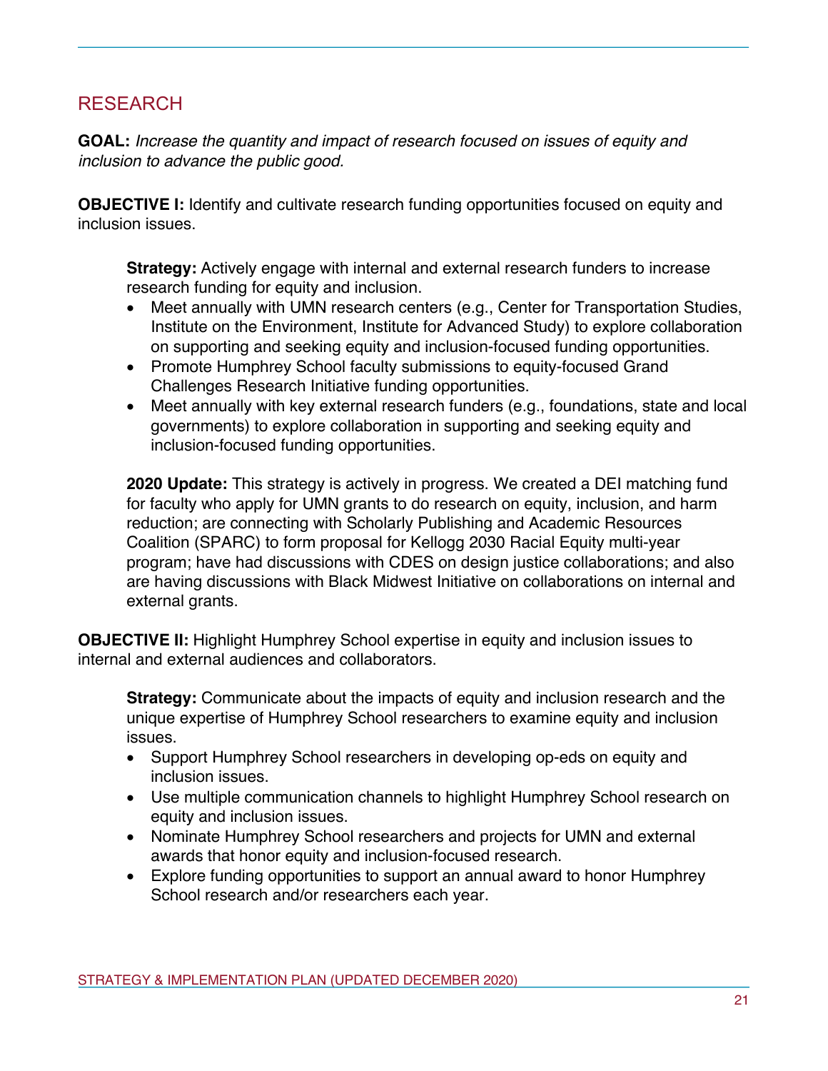## RESEARCH

**GOAL:** *Increase the quantity and impact of research focused on issues of equity and inclusion to advance the public good.*

**OBJECTIVE I:** Identify and cultivate research funding opportunities focused on equity and inclusion issues.

> **Strategy:** Actively engage with internal and external research funders to increase research funding for equity and inclusion.
>
> - Meet annually with UMN research centers (e.g., Center for Transportation Studies, Institute on the Environment, Institute for Advanced Study) to explore collaboration on supporting and seeking equity and inclusion-focused funding opportunities.
> - Promote Humphrey School faculty submissions to equity-focused Grand Challenges Research Initiative funding opportunities.
> - Meet annually with key external research funders (e.g., foundations, state and local governments) to explore collaboration in supporting and seeking equity and inclusion-focused funding opportunities.
>
> **2020 Update:** This strategy is actively in progress. We created a DEI matching fund for faculty who apply for UMN grants to do research on equity, inclusion, and harm reduction; are connecting with Scholarly Publishing and Academic Resources Coalition (SPARC) to form proposal for Kellogg 2030 Racial Equity multi-year program; have had discussions with CDES on design justice collaborations; and also are having discussions with Black Midwest Initiative on collaborations on internal and external grants.

**OBJECTIVE II:** Highlight Humphrey School expertise in equity and inclusion issues to internal and external audiences and collaborators.

> **Strategy:** Communicate about the impacts of equity and inclusion research and the unique expertise of Humphrey School researchers to examine equity and inclusion issues.
>
> - Support Humphrey School researchers in developing op-eds on equity and inclusion issues.
> - Use multiple communication channels to highlight Humphrey School research on equity and inclusion issues.
> - Nominate Humphrey School researchers and projects for UMN and external awards that honor equity and inclusion-focused research.
> - Explore funding opportunities to support an annual award to honor Humphrey School research and/or researchers each year.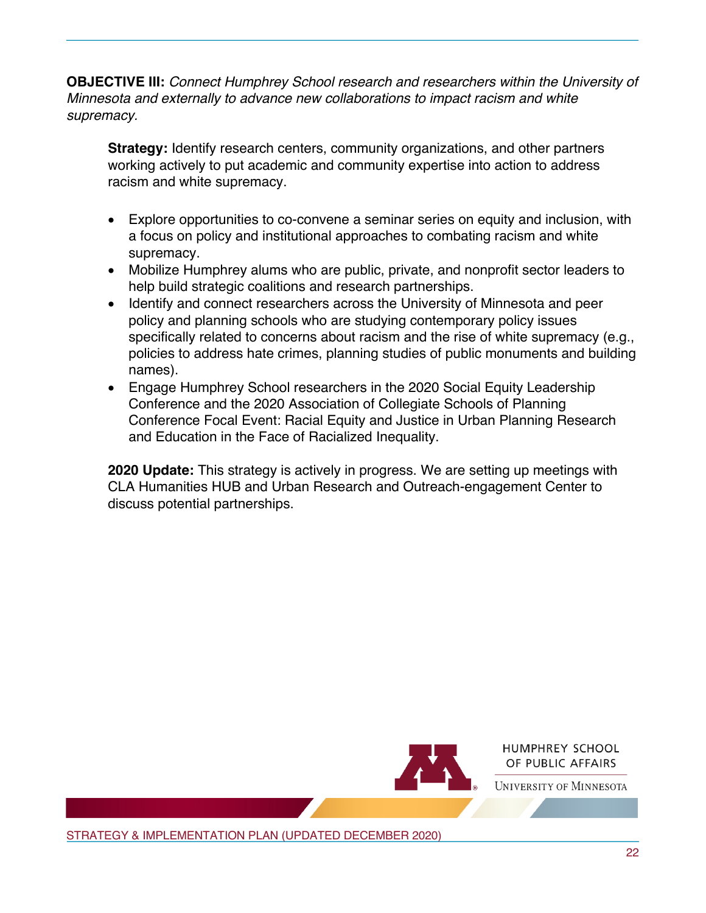**OBJECTIVE III:** *Connect Humphrey School research and researchers within the University of Minnesota and externally to advance new collaborations to impact racism and white supremacy.*

**Strategy:** Identify research centers, community organizations, and other partners working actively to put academic and community expertise into action to address racism and white supremacy.

- Explore opportunities to co-convene a seminar series on equity and inclusion, with a focus on policy and institutional approaches to combating racism and white supremacy.
- Mobilize Humphrey alums who are public, private, and nonprofit sector leaders to help build strategic coalitions and research partnerships.
- Identify and connect researchers across the University of Minnesota and peer policy and planning schools who are studying contemporary policy issues specifically related to concerns about racism and the rise of white supremacy (e.g., policies to address hate crimes, planning studies of public monuments and building names).
- Engage Humphrey School researchers in the 2020 Social Equity Leadership Conference and the 2020 Association of Collegiate Schools of Planning Conference Focal Event: Racial Equity and Justice in Urban Planning Research and Education in the Face of Racialized Inequality.

**2020 Update:** This strategy is actively in progress. We are setting up meetings with CLA Humanities HUB and Urban Research and Outreach-engagement Center to discuss potential partnerships.